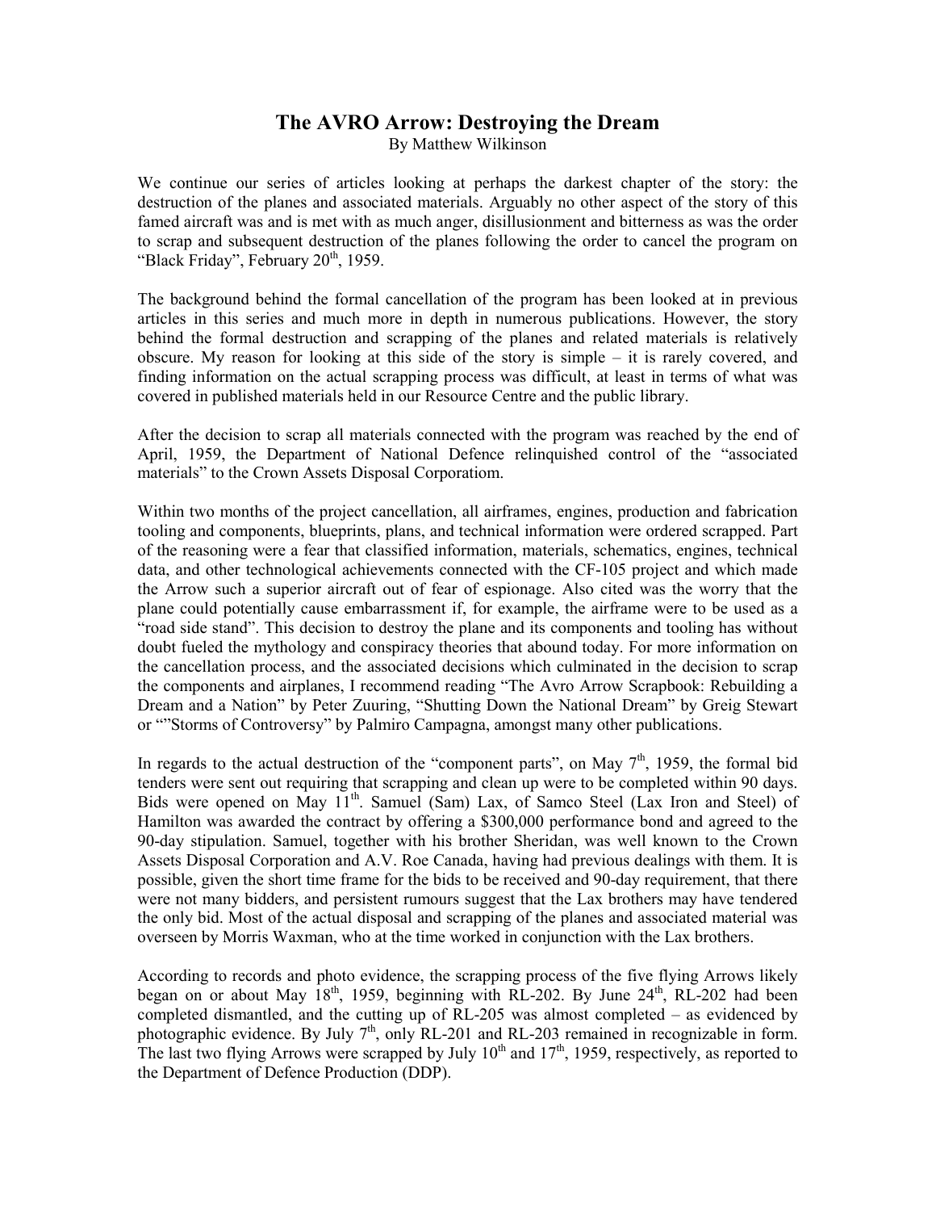# The AVRO Arrow: Destroying the Dream

By Matthew Wilkinson

We continue our series of articles looking at perhaps the darkest chapter of the story: the destruction of the planes and associated materials. Arguably no other aspect of the story of this famed aircraft was and is met with as much anger, disillusionment and bitterness as was the order to scrap and subsequent destruction of the planes following the order to cancel the program on "Black Friday", February 20th, 1959.

The background behind the formal cancellation of the program has been looked at in previous articles in this series and much more in depth in numerous publications. However, the story behind the formal destruction and scrapping of the planes and related materials is relatively obscure. My reason for looking at this side of the story is simple – it is rarely covered, and finding information on the actual scrapping process was difficult, at least in terms of what was covered in published materials held in our Resource Centre and the public library.

After the decision to scrap all materials connected with the program was reached by the end of April, 1959, the Department of National Defence relinquished control of the "associated materials" to the Crown Assets Disposal Corporatiom.

Within two months of the project cancellation, all airframes, engines, production and fabrication tooling and components, blueprints, plans, and technical information were ordered scrapped. Part of the reasoning were a fear that classified information, materials, schematics, engines, technical data, and other technological achievements connected with the CF-105 project and which made the Arrow such a superior aircraft out of fear of espionage. Also cited was the worry that the plane could potentially cause embarrassment if, for example, the airframe were to be used as a "road side stand". This decision to destroy the plane and its components and tooling has without doubt fueled the mythology and conspiracy theories that abound today. For more information on the cancellation process, and the associated decisions which culminated in the decision to scrap the components and airplanes, I recommend reading "The Avro Arrow Scrapbook: Rebuilding a Dream and a Nation" by Peter Zuuring, "Shutting Down the National Dream" by Greig Stewart or ""Storms of Controversy" by Palmiro Campagna, amongst many other publications.

In regards to the actual destruction of the "component parts", on May 7th, 1959, the formal bid tenders were sent out requiring that scrapping and clean up were to be completed within 90 days. Bids were opened on May 11th. Samuel (Sam) Lax, of Samco Steel (Lax Iron and Steel) of Hamilton was awarded the contract by offering a $300,000 performance bond and agreed to the 90-day stipulation. Samuel, together with his brother Sheridan, was well known to the Crown Assets Disposal Corporation and A.V. Roe Canada, having had previous dealings with them. It is possible, given the short time frame for the bids to be received and 90-day requirement, that there were not many bidders, and persistent rumours suggest that the Lax brothers may have tendered the only bid. Most of the actual disposal and scrapping of the planes and associated material was overseen by Morris Waxman, who at the time worked in conjunction with the Lax brothers.

According to records and photo evidence, the scrapping process of the five flying Arrows likely began on or about May 18th, 1959, beginning with RL-202. By June 24th, RL-202 had been completed dismantled, and the cutting up of RL-205 was almost completed – as evidenced by photographic evidence. By July 7th, only RL-201 and RL-203 remained in recognizable in form. The last two flying Arrows were scrapped by July 10th and 17th, 1959, respectively, as reported to the Department of Defence Production (DDP).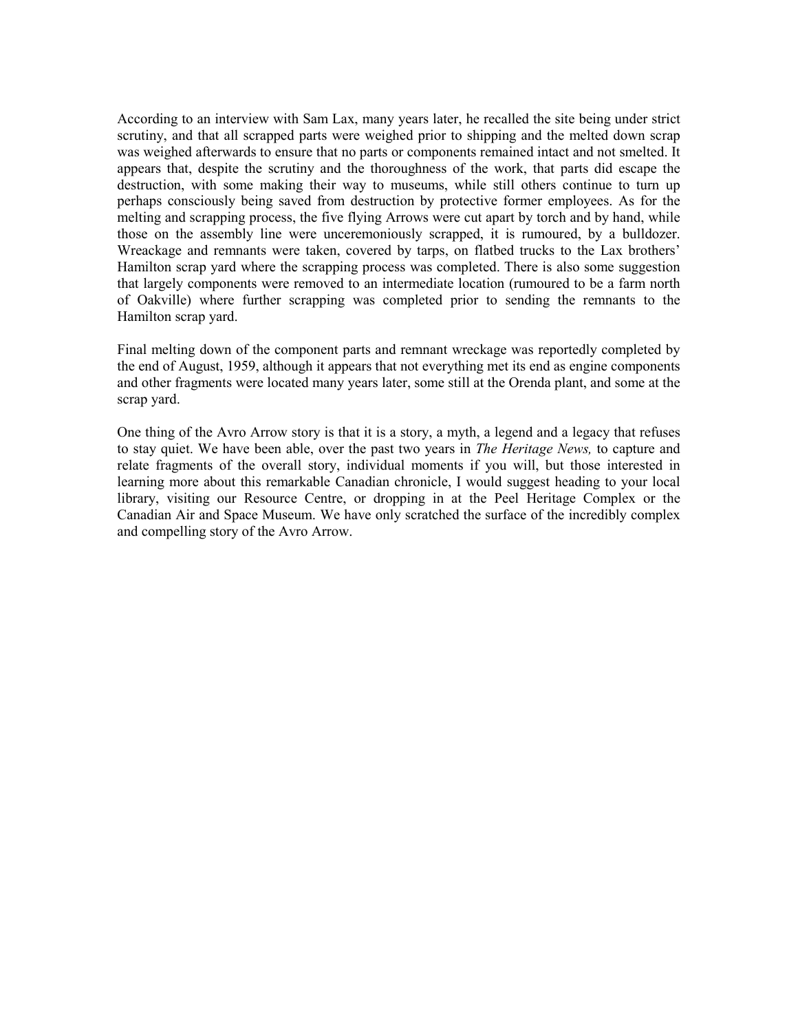According to an interview with Sam Lax, many years later, he recalled the site being under strict scrutiny, and that all scrapped parts were weighed prior to shipping and the melted down scrap was weighed afterwards to ensure that no parts or components remained intact and not smelted. It appears that, despite the scrutiny and the thoroughness of the work, that parts did escape the destruction, with some making their way to museums, while still others continue to turn up perhaps consciously being saved from destruction by protective former employees. As for the melting and scrapping process, the five flying Arrows were cut apart by torch and by hand, while those on the assembly line were unceremoniously scrapped, it is rumoured, by a bulldozer. Wreackage and remnants were taken, covered by tarps, on flatbed trucks to the Lax brothers' Hamilton scrap yard where the scrapping process was completed. There is also some suggestion that largely components were removed to an intermediate location (rumoured to be a farm north of Oakville) where further scrapping was completed prior to sending the remnants to the Hamilton scrap yard.

Final melting down of the component parts and remnant wreckage was reportedly completed by the end of August, 1959, although it appears that not everything met its end as engine components and other fragments were located many years later, some still at the Orenda plant, and some at the scrap yard.

One thing of the Avro Arrow story is that it is a story, a myth, a legend and a legacy that refuses to stay quiet. We have been able, over the past two years in *The Heritage News,* to capture and relate fragments of the overall story, individual moments if you will, but those interested in learning more about this remarkable Canadian chronicle, I would suggest heading to your local library, visiting our Resource Centre, or dropping in at the Peel Heritage Complex or the Canadian Air and Space Museum. We have only scratched the surface of the incredibly complex and compelling story of the Avro Arrow.